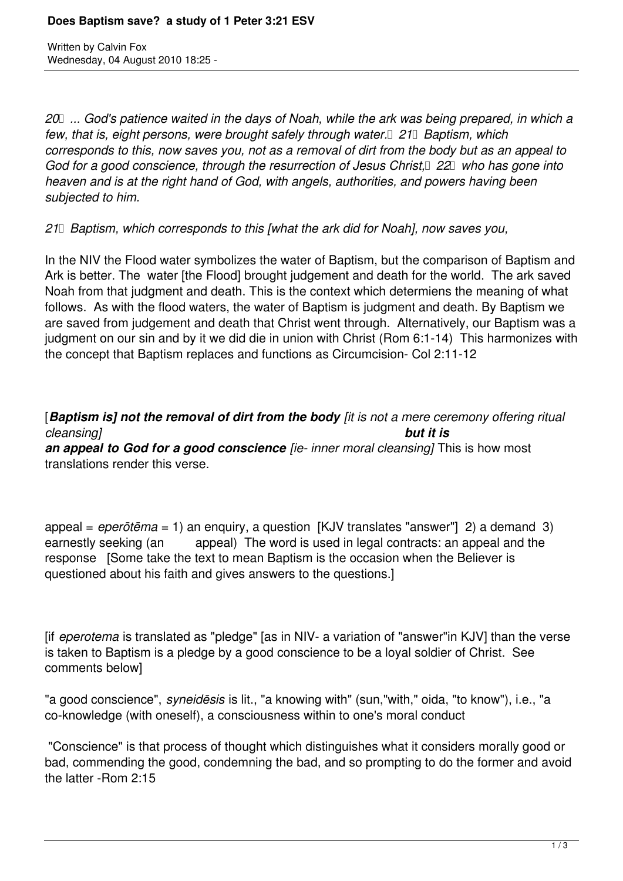# Does Baptism save? a study of 1 Peter 3:21 ESV

Written by Calvin Fox
Wednesday, 04 August 2010 18:25 -

*20 ... God's patience waited in the days of Noah, while the ark was being prepared, in which a few, that is, eight persons, were brought safely through water. 21 Baptism, which corresponds to this, now saves you, not as a removal of dirt from the body but as an appeal to God for a good conscience, through the resurrection of Jesus Christ, 22 who has gone into heaven and is at the right hand of God, with angels, authorities, and powers having been subjected to him.*

*21 Baptism, which corresponds to this [what the ark did for Noah], now saves you,*

In the NIV the Flood water symbolizes the water of Baptism, but the comparison of Baptism and Ark is better. The water [the Flood] brought judgement and death for the world. The ark saved Noah from that judgment and death. This is the context which determiens the meaning of what follows. As with the flood waters, the water of Baptism is judgment and death. By Baptism we are saved from judgement and death that Christ went through. Alternatively, our Baptism was a judgment on our sin and by it we did die in union with Christ (Rom 6:1-14) This harmonizes with the concept that Baptism replaces and functions as Circumcision- Col 2:11-12

[***Baptism is] not the removal of dirt from the body*** *[it is not a mere ceremony offering ritual cleansing]* ***but it is an appeal to God for a good conscience*** *[ie- inner moral cleansing]* This is how most translations render this verse.

appeal = *eperōtēma* = 1) an enquiry, a question [KJV translates "answer"] 2) a demand 3) earnestly seeking (an appeal) The word is used in legal contracts: an appeal and the response [Some take the text to mean Baptism is the occasion when the Believer is questioned about his faith and gives answers to the questions.]

[if *eperotema* is translated as "pledge" [as in NIV- a variation of "answer"in KJV] than the verse is taken to Baptism is a pledge by a good conscience to be a loyal soldier of Christ. See comments below]

"a good conscience", *syneidēsis* is lit., "a knowing with" (sun,"with," oida, "to know"), i.e., "a co-knowledge (with oneself), a consciousness within to one's moral conduct

"Conscience" is that process of thought which distinguishes what it considers morally good or bad, commending the good, condemning the bad, and so prompting to do the former and avoid the latter -Rom 2:15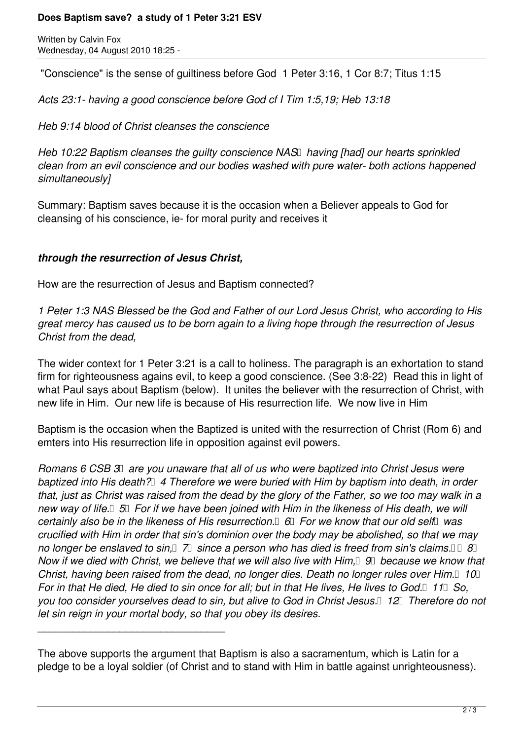"Conscience" is the sense of guiltiness before God 1 Peter 3:16, 1 Cor 8:7; Titus 1:15

*Acts 23:1- having a good conscience before God cf I Tim 1:5,19; Heb 13:18*

*Heb 9:14 blood of Christ cleanses the conscience*

*Heb 10:22 Baptism cleanses the guilty conscience NAS having [had] our hearts sprinkled clean from an evil conscience and our bodies washed with pure water- both actions happened simultaneously]*

Summary: Baptism saves because it is the occasion when a Believer appeals to God for cleansing of his conscience, ie- for moral purity and receives it

***through the resurrection of Jesus Christ,***

How are the resurrection of Jesus and Baptism connected?

*1 Peter 1:3 NAS Blessed be the God and Father of our Lord Jesus Christ, who according to His great mercy has caused us to be born again to a living hope through the resurrection of Jesus Christ from the dead,*

The wider context for 1 Peter 3:21 is a call to holiness. The paragraph is an exhortation to stand firm for righteousness agains evil, to keep a good conscience. (See 3:8-22) Read this in light of what Paul says about Baptism (below). It unites the believer with the resurrection of Christ, with new life in Him. Our new life is because of His resurrection life. We now live in Him

Baptism is the occasion when the Baptized is united with the resurrection of Christ (Rom 6) and emters into His resurrection life in opposition against evil powers.

*Romans 6 CSB 3 are you unaware that all of us who were baptized into Christ Jesus were baptized into His death? 4 Therefore we were buried with Him by baptism into death, in order that, just as Christ was raised from the dead by the glory of the Father, so we too may walk in a new way of life. 5 For if we have been joined with Him in the likeness of His death, we will certainly also be in the likeness of His resurrection. 6 For we know that our old self was crucified with Him in order that sin's dominion over the body may be abolished, so that we may no longer be enslaved to sin, 7 since a person who has died is freed from sin's claims. 8 Now if we died with Christ, we believe that we will also live with Him, 9 because we know that Christ, having been raised from the dead, no longer dies. Death no longer rules over Him. 10 For in that He died, He died to sin once for all; but in that He lives, He lives to God. 11 So, you too consider yourselves dead to sin, but alive to God in Christ Jesus. 12 Therefore do not let sin reign in your mortal body, so that you obey its desires.*

---

The above supports the argument that Baptism is also a sacramentum, which is Latin for a pledge to be a loyal soldier (of Christ and to stand with Him in battle against unrighteousness).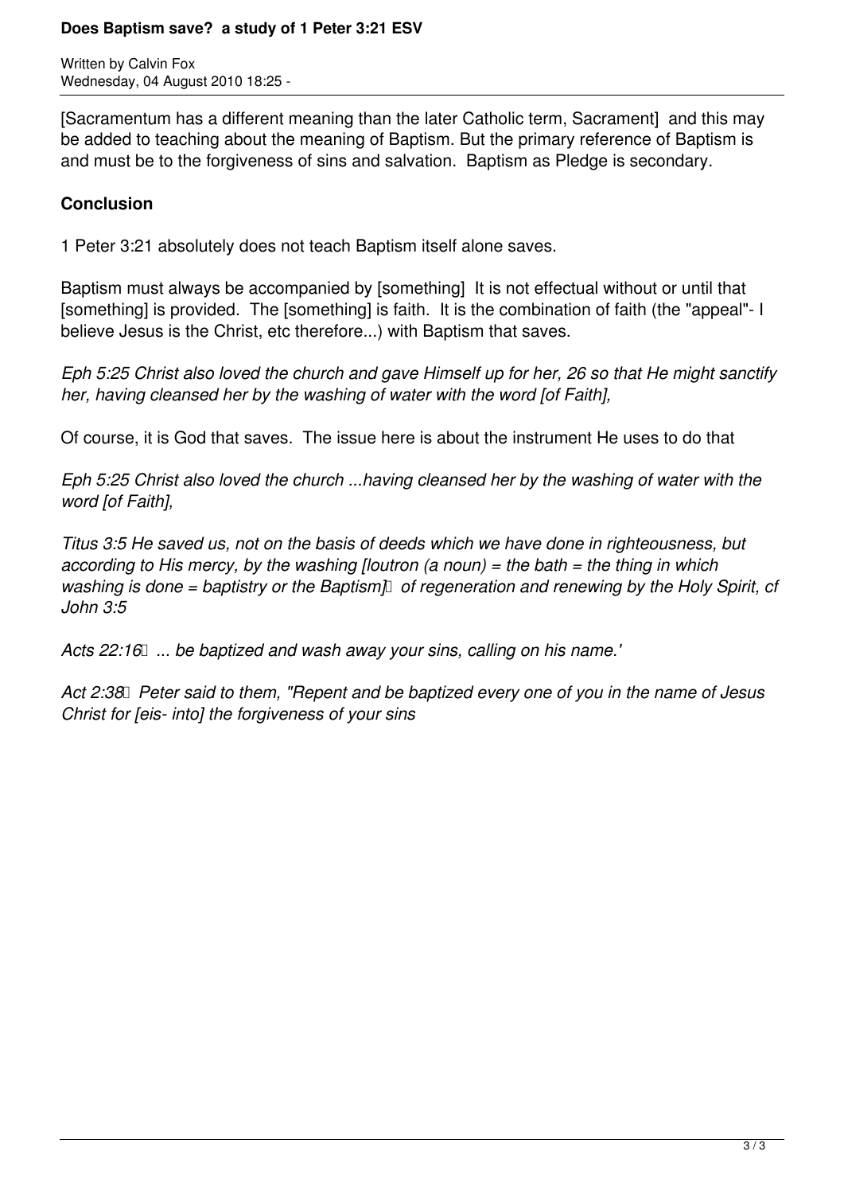[Sacramentum has a different meaning than the later Catholic term, Sacrament] and this may be added to teaching about the meaning of Baptism. But the primary reference of Baptism is and must be to the forgiveness of sins and salvation. Baptism as Pledge is secondary.

**Conclusion**

1 Peter 3:21 absolutely does not teach Baptism itself alone saves.

Baptism must always be accompanied by [something] It is not effectual without or until that [something] is provided. The [something] is faith. It is the combination of faith (the "appeal"- I believe Jesus is the Christ, etc therefore...) with Baptism that saves.

*Eph 5:25 Christ also loved the church and gave Himself up for her, 26 so that He might sanctify her, having cleansed her by the washing of water with the word [of Faith],*

Of course, it is God that saves. The issue here is about the instrument He uses to do that

*Eph 5:25 Christ also loved the church ...having cleansed her by the washing of water with the word [of Faith],*

*Titus 3:5 He saved us, not on the basis of deeds which we have done in righteousness, but according to His mercy, by the washing [loutron (a noun) = the bath = the thing in which washing is done = baptistry or the Baptism] of regeneration and renewing by the Holy Spirit, cf John 3:5*

*Acts 22:16 ... be baptized and wash away your sins, calling on his name.'*

*Act 2:38 Peter said to them, "Repent and be baptized every one of you in the name of Jesus Christ for [eis- into] the forgiveness of your sins*